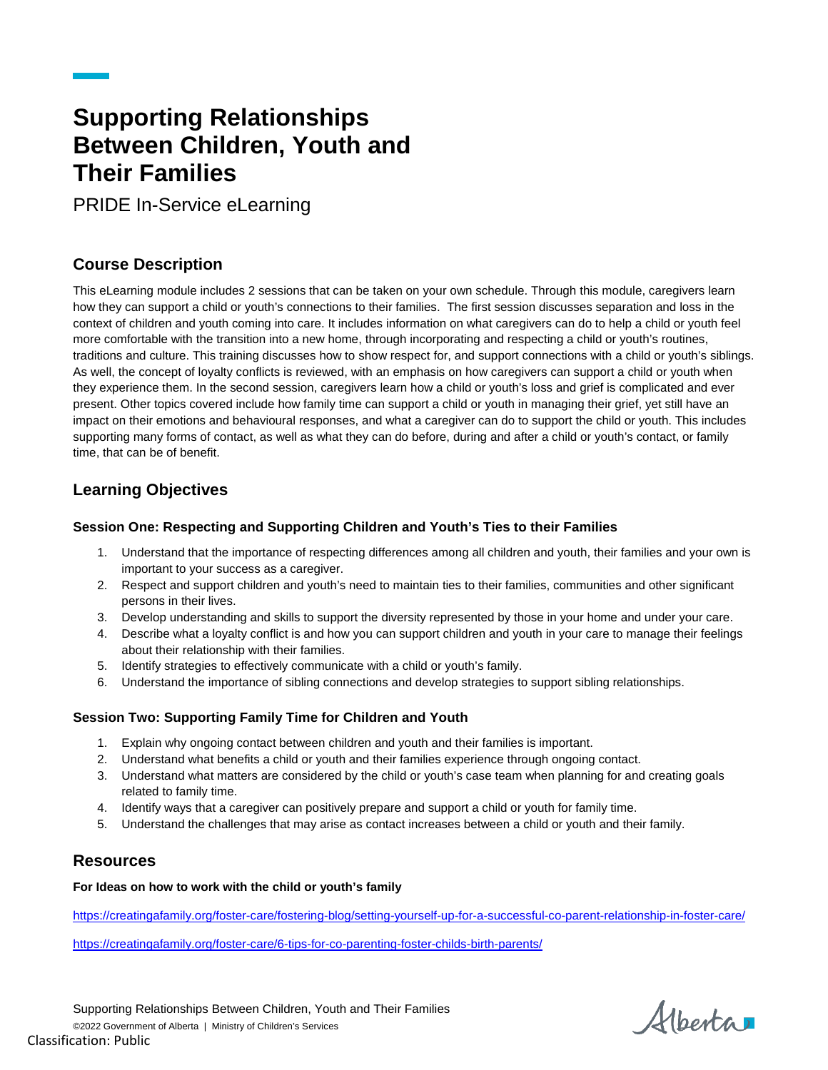# Supporting Relationships Between Children, Youth and Their Families

PRIDE In-Service eLearning

## Course Description

This eLearning module includes 2 sessions that can be taken on your own schedule. Through this module, caregivers learn how they can support a child or youth's connections to their families. The first session discusses separation and loss in the context of children and youth coming into care. It includes information on what caregivers can do to help a child or youth feel more comfortable with the transition into a new home, through incorporating and respecting a child or youth's routines, traditions and culture. This training discusses how to show respect for, and support connections with a child or youth's siblings. As well, the concept of loyalty conflicts is reviewed, with an emphasis on how caregivers can support a child or youth when they experience them. In the second session, caregivers learn how a child or youth's loss and grief is complicated and ever present. Other topics covered include how family time can support a child or youth in managing their grief, yet still have an impact on their emotions and behavioural responses, and what a caregiver can do to support the child or youth. This includes supporting many forms of contact, as well as what they can do before, during and after a child or youth's contact, or family time, that can be of benefit.

## Learning Objectives

### Session One: Respecting and Supporting Children and Youth's Ties to their Families

1. Understand that the importance of respecting differences among all children and youth, their families and your own is important to your success as a caregiver.
2. Respect and support children and youth's need to maintain ties to their families, communities and other significant persons in their lives.
3. Develop understanding and skills to support the diversity represented by those in your home and under your care.
4. Describe what a loyalty conflict is and how you can support children and youth in your care to manage their feelings about their relationship with their families.
5. Identify strategies to effectively communicate with a child or youth's family.
6. Understand the importance of sibling connections and develop strategies to support sibling relationships.

### Session Two: Supporting Family Time for Children and Youth

1. Explain why ongoing contact between children and youth and their families is important.
2. Understand what benefits a child or youth and their families experience through ongoing contact.
3. Understand what matters are considered by the child or youth's case team when planning for and creating goals related to family time.
4. Identify ways that a caregiver can positively prepare and support a child or youth for family time.
5. Understand the challenges that may arise as contact increases between a child or youth and their family.

## Resources

**For Ideas on how to work with the child or youth's family**

https://creatingafamily.org/foster-care/fostering-blog/setting-yourself-up-for-a-successful-co-parent-relationship-in-foster-care/

https://creatingafamily.org/foster-care/6-tips-for-co-parenting-foster-childs-birth-parents/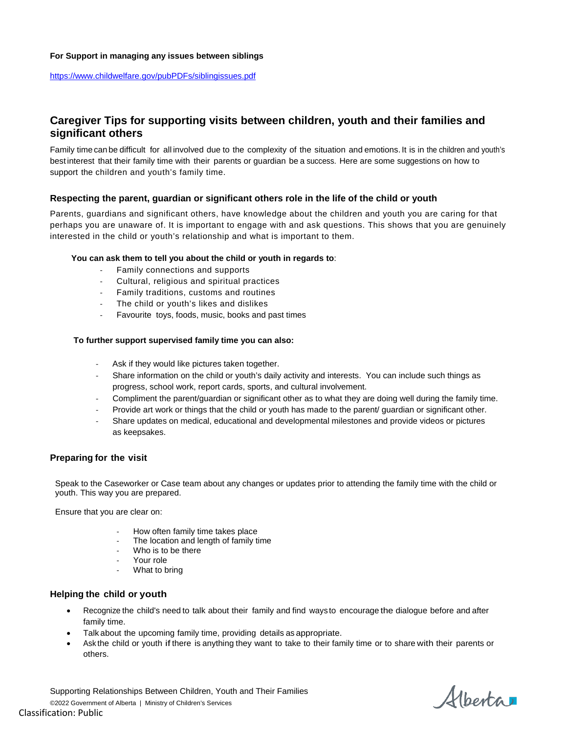**For Support in managing any issues between siblings**

https://www.childwelfare.gov/pubPDFs/siblingissues.pdf

## Caregiver Tips for supporting visits between children, youth and their families and significant others

Family time can be difficult for all involved due to the complexity of the situation and emotions. It is in the children and youth's best interest that their family time with their parents or guardian be a success. Here are some suggestions on how to support the children and youth's family time.

### Respecting the parent, guardian or significant others role in the life of the child or youth

Parents, guardians and significant others, have knowledge about the children and youth you are caring for that perhaps you are unaware of. It is important to engage with and ask questions. This shows that you are genuinely interested in the child or youth's relationship and what is important to them.

**You can ask them to tell you about the child or youth in regards to**:

- Family connections and supports
- Cultural, religious and spiritual practices
- Family traditions, customs and routines
- The child or youth's likes and dislikes
- Favourite toys, foods, music, books and past times

**To further support supervised family time you can also:**

- Ask if they would like pictures taken together.
- Share information on the child or youth's daily activity and interests. You can include such things as progress, school work, report cards, sports, and cultural involvement.
- Compliment the parent/guardian or significant other as to what they are doing well during the family time.
- Provide art work or things that the child or youth has made to the parent/ guardian or significant other.
- Share updates on medical, educational and developmental milestones and provide videos or pictures as keepsakes.

### Preparing for the visit

Speak to the Caseworker or Case team about any changes or updates prior to attending the family time with the child or youth. This way you are prepared.

Ensure that you are clear on:

- How often family time takes place
- The location and length of family time
- Who is to be there
- Your role
- What to bring

### Helping the child or youth

- Recognize the child's need to talk about their family and find ways to encourage the dialogue before and after family time.
- Talk about the upcoming family time, providing details as appropriate.
- Ask the child or youth if there is anything they want to take to their family time or to share with their parents or others.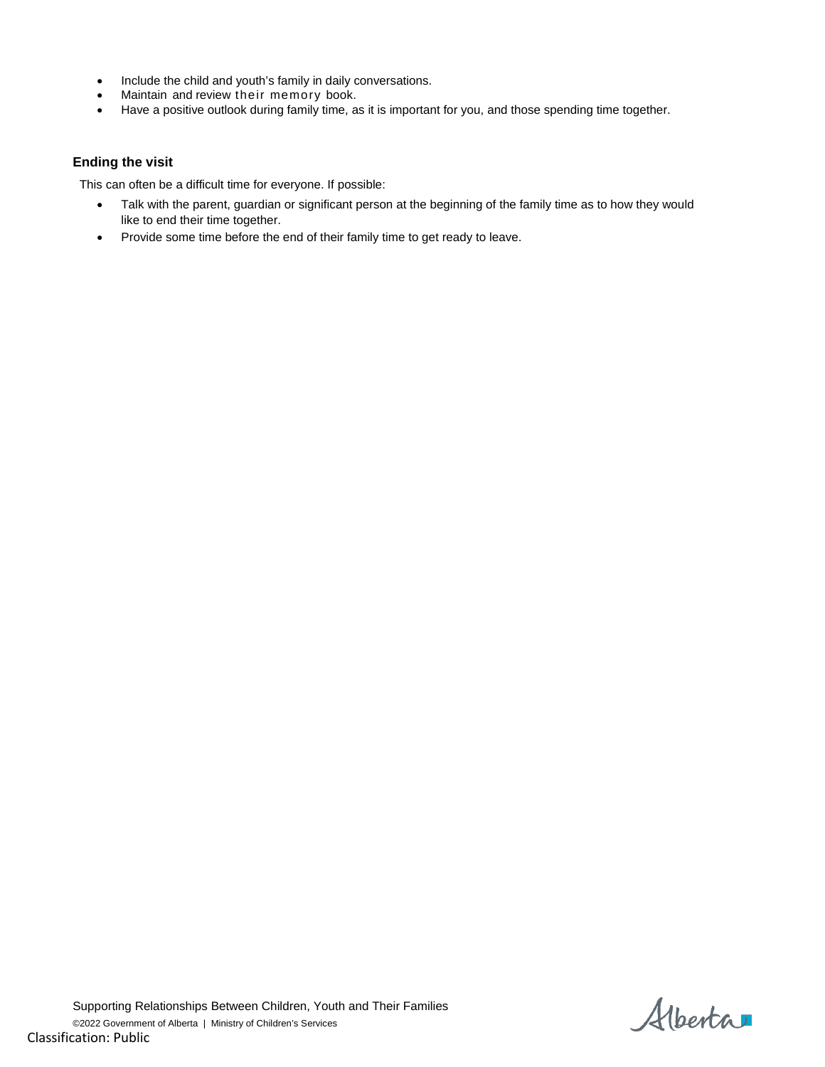- Include the child and youth's family in daily conversations.
- Maintain and review their memory book.
- Have a positive outlook during family time, as it is important for you, and those spending time together.

### Ending the visit

This can often be a difficult time for everyone. If possible:

- Talk with the parent, guardian or significant person at the beginning of the family time as to how they would like to end their time together.
- Provide some time before the end of their family time to get ready to leave.